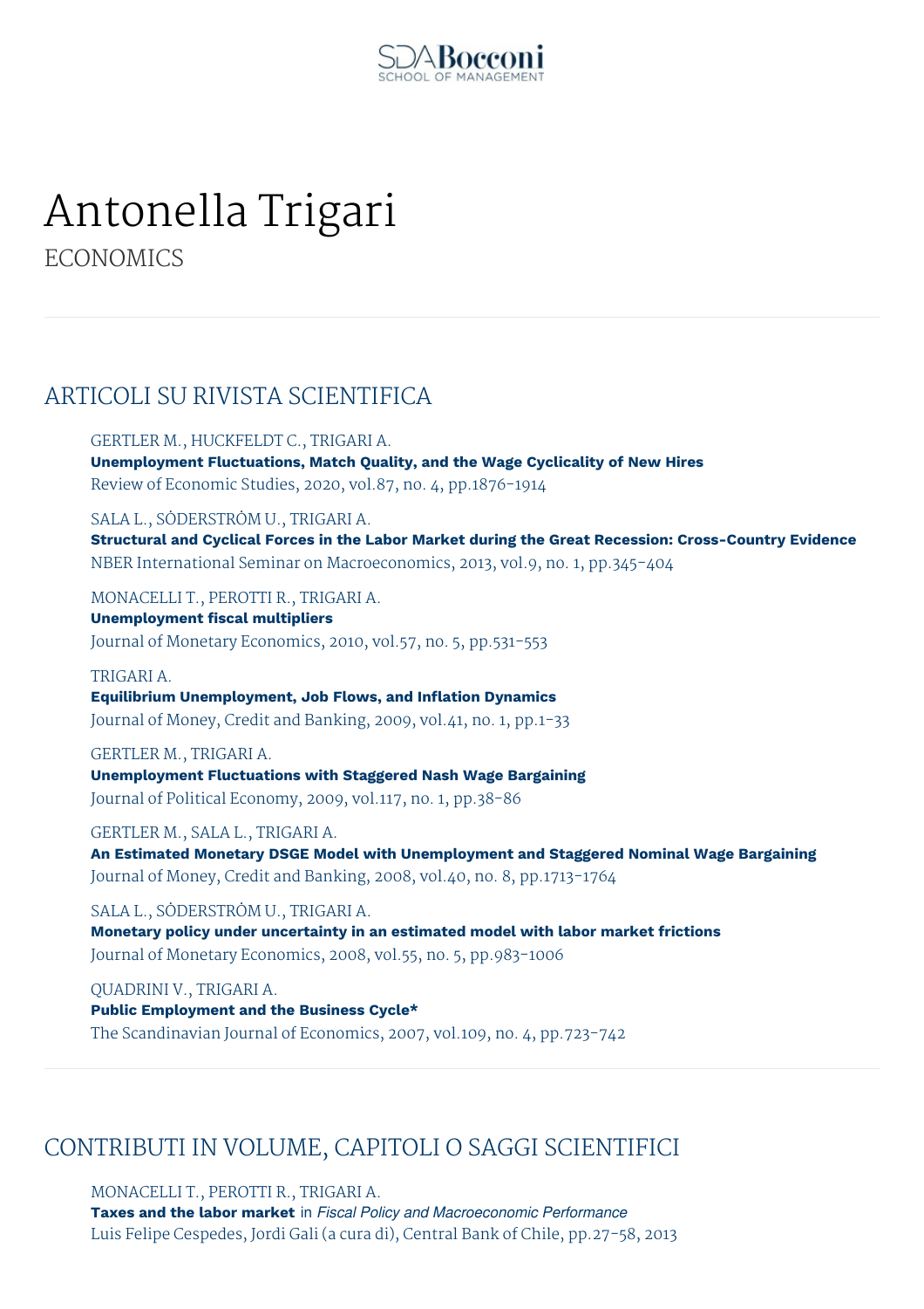# Antonella Trigari

ECONOMICS

## ARTICOLI SU RIVISTA SCIENTIFICA

GERTLER M., HUCKFELDT C., TRIGARI A.
**Unemployment Fluctuations, Match Quality, and the Wage Cyclicality of New Hires**
Review of Economic Studies, 2020, vol.87, no. 4, pp.1876-1914

SALA L., SÖDERSTRÖM U., TRIGARI A.
**Structural and Cyclical Forces in the Labor Market during the Great Recession: Cross-Country Evidence**
NBER International Seminar on Macroeconomics, 2013, vol.9, no. 1, pp.345-404

MONACELLI T., PEROTTI R., TRIGARI A.
**Unemployment fiscal multipliers**
Journal of Monetary Economics, 2010, vol.57, no. 5, pp.531-553

TRIGARI A.
**Equilibrium Unemployment, Job Flows, and Inflation Dynamics**
Journal of Money, Credit and Banking, 2009, vol.41, no. 1, pp.1-33

GERTLER M., TRIGARI A.
**Unemployment Fluctuations with Staggered Nash Wage Bargaining**
Journal of Political Economy, 2009, vol.117, no. 1, pp.38-86

GERTLER M., SALA L., TRIGARI A.
**An Estimated Monetary DSGE Model with Unemployment and Staggered Nominal Wage Bargaining**
Journal of Money, Credit and Banking, 2008, vol.40, no. 8, pp.1713-1764

SALA L., SÖDERSTRÖM U., TRIGARI A.
**Monetary policy under uncertainty in an estimated model with labor market frictions**
Journal of Monetary Economics, 2008, vol.55, no. 5, pp.983-1006

QUADRINI V., TRIGARI A.
**Public Employment and the Business Cycle***
The Scandinavian Journal of Economics, 2007, vol.109, no. 4, pp.723-742

## CONTRIBUTI IN VOLUME, CAPITOLI O SAGGI SCIENTIFICI

MONACELLI T., PEROTTI R., TRIGARI A.
**Taxes and the labor market** in *Fiscal Policy and Macroeconomic Performance*
Luis Felipe Cespedes, Jordi Gali (a cura di), Central Bank of Chile, pp.27-58, 2013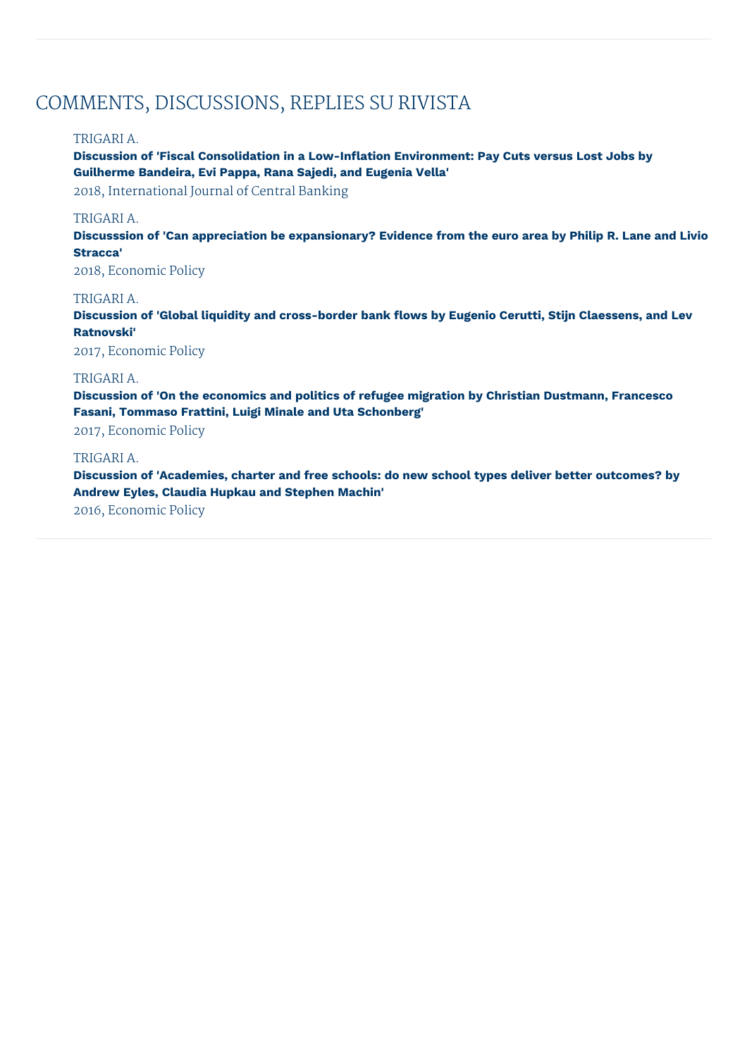## COMMENTS, DISCUSSIONS, REPLIES SU RIVISTA

TRIGARI A.
**Discussion of 'Fiscal Consolidation in a Low-Inflation Environment: Pay Cuts versus Lost Jobs by Guilherme Bandeira, Evi Pappa, Rana Sajedi, and Eugenia Vella'**
2018, International Journal of Central Banking

TRIGARI A.
**Discusssion of 'Can appreciation be expansionary? Evidence from the euro area by Philip R. Lane and Livio Stracca'**
2018, Economic Policy

TRIGARI A.
**Discussion of 'Global liquidity and cross-border bank flows by Eugenio Cerutti, Stijn Claessens, and Lev Ratnovski'**
2017, Economic Policy

TRIGARI A.
**Discussion of 'On the economics and politics of refugee migration by Christian Dustmann, Francesco Fasani, Tommaso Frattini, Luigi Minale and Uta Schonberg'**
2017, Economic Policy

TRIGARI A.
**Discussion of 'Academies, charter and free schools: do new school types deliver better outcomes? by Andrew Eyles, Claudia Hupkau and Stephen Machin'**
2016, Economic Policy